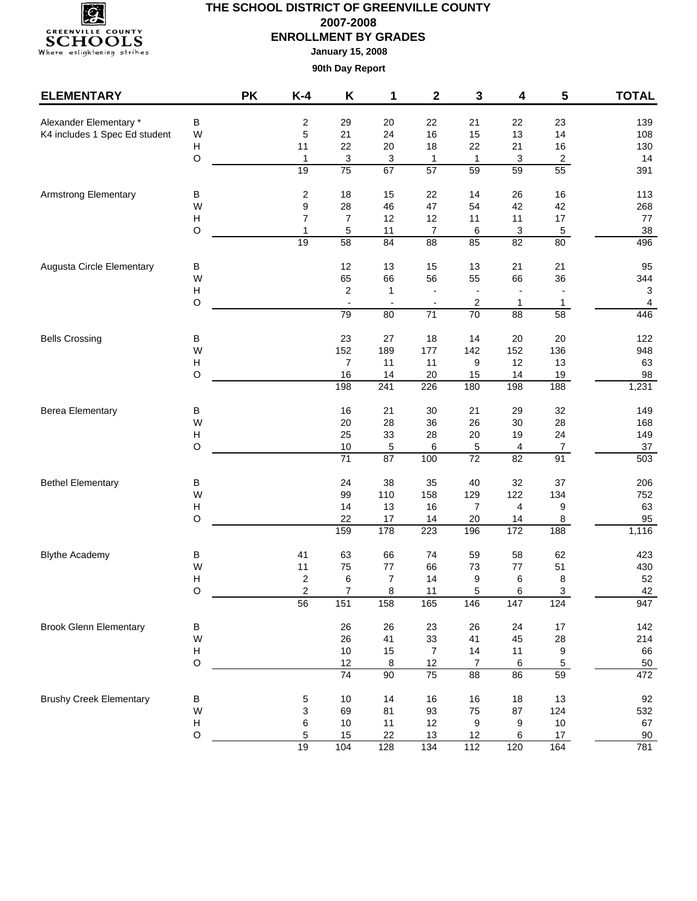# THE SCHOOL DISTRICT OF GREENVILLE COUNTY

## 2007-2008

## ENROLLMENT BY GRADES

**January 15, 2008**

**90th Day Report**

| ELEMENTARY | | PK | K-4 | K | 1 | 2 | 3 | 4 | 5 | TOTAL |
|---|---|---|---|---|---|---|---|---|---|---|
| Alexander Elementary * | B | | 2 | 29 | 20 | 22 | 21 | 22 | 23 | 139 |
| K4 includes 1 Spec Ed student | W | | 5 | 21 | 24 | 16 | 15 | 13 | 14 | 108 |
| | H | | 11 | 22 | 20 | 18 | 22 | 21 | 16 | 130 |
| | O | | 1 | 3 | 3 | 1 | 1 | 3 | 2 | 14 |
| | | | 19 | 75 | 67 | 57 | 59 | 59 | 55 | 391 |
| Armstrong Elementary | B | | 2 | 18 | 15 | 22 | 14 | 26 | 16 | 113 |
| | W | | 9 | 28 | 46 | 47 | 54 | 42 | 42 | 268 |
| | H | | 7 | 7 | 12 | 12 | 11 | 11 | 17 | 77 |
| | O | | 1 | 5 | 11 | 7 | 6 | 3 | 5 | 38 |
| | | | 19 | 58 | 84 | 88 | 85 | 82 | 80 | 496 |
| Augusta Circle Elementary | B | | | 12 | 13 | 15 | 13 | 21 | 21 | 95 |
| | W | | | 65 | 66 | 56 | 55 | 66 | 36 | 344 |
| | H | | | 2 | 1 | - | - | - | - | 3 |
| | O | | | - | - | - | 2 | 1 | 1 | 4 |
| | | | | 79 | 80 | 71 | 70 | 88 | 58 | 446 |
| Bells Crossing | B | | | 23 | 27 | 18 | 14 | 20 | 20 | 122 |
| | W | | | 152 | 189 | 177 | 142 | 152 | 136 | 948 |
| | H | | | 7 | 11 | 11 | 9 | 12 | 13 | 63 |
| | O | | | 16 | 14 | 20 | 15 | 14 | 19 | 98 |
| | | | | 198 | 241 | 226 | 180 | 198 | 188 | 1,231 |
| Berea Elementary | B | | | 16 | 21 | 30 | 21 | 29 | 32 | 149 |
| | W | | | 20 | 28 | 36 | 26 | 30 | 28 | 168 |
| | H | | | 25 | 33 | 28 | 20 | 19 | 24 | 149 |
| | O | | | 10 | 5 | 6 | 5 | 4 | 7 | 37 |
| | | | | 71 | 87 | 100 | 72 | 82 | 91 | 503 |
| Bethel Elementary | B | | | 24 | 38 | 35 | 40 | 32 | 37 | 206 |
| | W | | | 99 | 110 | 158 | 129 | 122 | 134 | 752 |
| | H | | | 14 | 13 | 16 | 7 | 4 | 9 | 63 |
| | O | | | 22 | 17 | 14 | 20 | 14 | 8 | 95 |
| | | | | 159 | 178 | 223 | 196 | 172 | 188 | 1,116 |
| Blythe Academy | B | | 41 | 63 | 66 | 74 | 59 | 58 | 62 | 423 |
| | W | | 11 | 75 | 77 | 66 | 73 | 77 | 51 | 430 |
| | H | | 2 | 6 | 7 | 14 | 9 | 6 | 8 | 52 |
| | O | | 2 | 7 | 8 | 11 | 5 | 6 | 3 | 42 |
| | | | 56 | 151 | 158 | 165 | 146 | 147 | 124 | 947 |
| Brook Glenn Elementary | B | | | 26 | 26 | 23 | 26 | 24 | 17 | 142 |
| | W | | | 26 | 41 | 33 | 41 | 45 | 28 | 214 |
| | H | | | 10 | 15 | 7 | 14 | 11 | 9 | 66 |
| | O | | | 12 | 8 | 12 | 7 | 6 | 5 | 50 |
| | | | | 74 | 90 | 75 | 88 | 86 | 59 | 472 |
| Brushy Creek Elementary | B | | 5 | 10 | 14 | 16 | 16 | 18 | 13 | 92 |
| | W | | 3 | 69 | 81 | 93 | 75 | 87 | 124 | 532 |
| | H | | 6 | 10 | 11 | 12 | 9 | 9 | 10 | 67 |
| | O | | 5 | 15 | 22 | 13 | 12 | 6 | 17 | 90 |
| | | | 19 | 104 | 128 | 134 | 112 | 120 | 164 | 781 |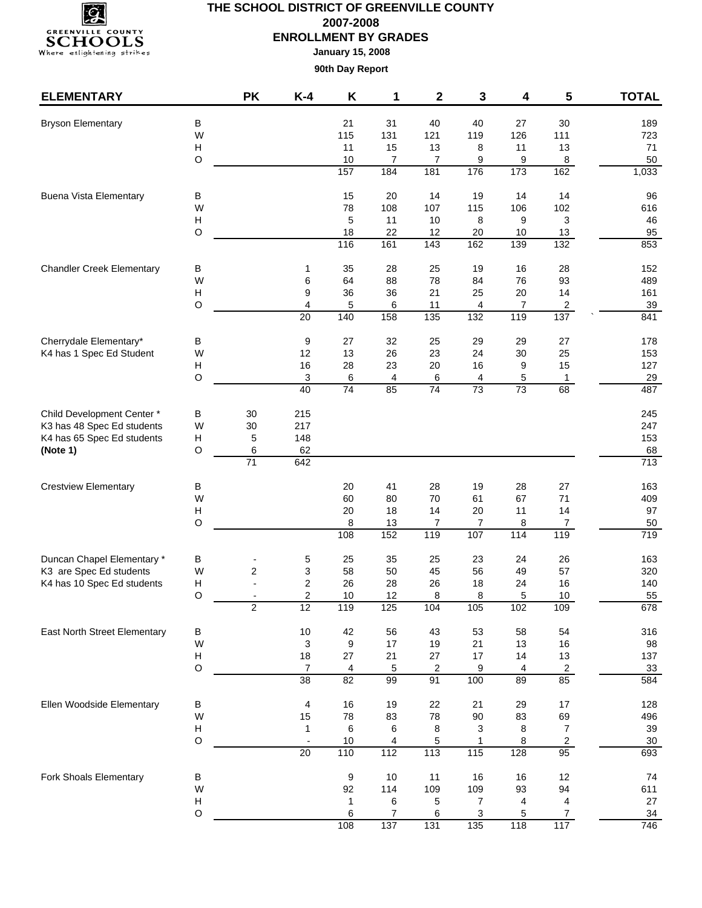# THE SCHOOL DISTRICT OF GREENVILLE COUNTY

## 2007-2008

## ENROLLMENT BY GRADES

**January 15, 2008**

**90th Day Report**

| ELEMENTARY | | PK | K-4 | K | 1 | 2 | 3 | 4 | 5 | TOTAL |
|---|---|---|---|---|---|---|---|---|---|---|
| Bryson Elementary | B | | | 21 | 31 | 40 | 40 | 27 | 30 | 189 |
| | W | | | 115 | 131 | 121 | 119 | 126 | 111 | 723 |
| | H | | | 11 | 15 | 13 | 8 | 11 | 13 | 71 |
| | O | | | 10 | 7 | 7 | 9 | 9 | 8 | 50 |
| | | | | 157 | 184 | 181 | 176 | 173 | 162 | 1,033 |
| Buena Vista Elementary | B | | | 15 | 20 | 14 | 19 | 14 | 14 | 96 |
| | W | | | 78 | 108 | 107 | 115 | 106 | 102 | 616 |
| | H | | | 5 | 11 | 10 | 8 | 9 | 3 | 46 |
| | O | | | 18 | 22 | 12 | 20 | 10 | 13 | 95 |
| | | | | 116 | 161 | 143 | 162 | 139 | 132 | 853 |
| Chandler Creek Elementary | B | | 1 | 35 | 28 | 25 | 19 | 16 | 28 | 152 |
| | W | | 6 | 64 | 88 | 78 | 84 | 76 | 93 | 489 |
| | H | | 9 | 36 | 36 | 21 | 25 | 20 | 14 | 161 |
| | O | | 4 | 5 | 6 | 11 | 4 | 7 | 2 | 39 |
| | | | 20 | 140 | 158 | 135 | 132 | 119 | 137 | 841 |
| Cherrydale Elementary* | B | | 9 | 27 | 32 | 25 | 29 | 29 | 27 | 178 |
| K4 has 1 Spec Ed Student | W | | 12 | 13 | 26 | 23 | 24 | 30 | 25 | 153 |
| | H | | 16 | 28 | 23 | 20 | 16 | 9 | 15 | 127 |
| | O | | 3 | 6 | 4 | 6 | 4 | 5 | 1 | 29 |
| | | | 40 | 74 | 85 | 74 | 73 | 73 | 68 | 487 |
| Child Development Center * | B | 30 | 215 | | | | | | | 245 |
| K3 has 48 Spec Ed students | W | 30 | 217 | | | | | | | 247 |
| K4 has 65 Spec Ed students | H | 5 | 148 | | | | | | | 153 |
| **(Note 1)** | O | 6 | 62 | | | | | | | 68 |
| | | 71 | 642 | | | | | | | 713 |
| Crestview Elementary | B | | | 20 | 41 | 28 | 19 | 28 | 27 | 163 |
| | W | | | 60 | 80 | 70 | 61 | 67 | 71 | 409 |
| | H | | | 20 | 18 | 14 | 20 | 11 | 14 | 97 |
| | O | | | 8 | 13 | 7 | 7 | 8 | 7 | 50 |
| | | | | 108 | 152 | 119 | 107 | 114 | 119 | 719 |
| Duncan Chapel Elementary * | B | - | 5 | 25 | 35 | 25 | 23 | 24 | 26 | 163 |
| K3 are Spec Ed students | W | 2 | 3 | 58 | 50 | 45 | 56 | 49 | 57 | 320 |
| K4 has 10 Spec Ed students | H | - | 2 | 26 | 28 | 26 | 18 | 24 | 16 | 140 |
| | O | - | 2 | 10 | 12 | 8 | 8 | 5 | 10 | 55 |
| | | 2 | 12 | 119 | 125 | 104 | 105 | 102 | 109 | 678 |
| East North Street Elementary | B | | 10 | 42 | 56 | 43 | 53 | 58 | 54 | 316 |
| | W | | 3 | 9 | 17 | 19 | 21 | 13 | 16 | 98 |
| | H | | 18 | 27 | 21 | 27 | 17 | 14 | 13 | 137 |
| | O | | 7 | 4 | 5 | 2 | 9 | 4 | 2 | 33 |
| | | | 38 | 82 | 99 | 91 | 100 | 89 | 85 | 584 |
| Ellen Woodside Elementary | B | | 4 | 16 | 19 | 22 | 21 | 29 | 17 | 128 |
| | W | | 15 | 78 | 83 | 78 | 90 | 83 | 69 | 496 |
| | H | | 1 | 6 | 6 | 8 | 3 | 8 | 7 | 39 |
| | O | | - | 10 | 4 | 5 | 1 | 8 | 2 | 30 |
| | | | 20 | 110 | 112 | 113 | 115 | 128 | 95 | 693 |
| Fork Shoals Elementary | B | | | 9 | 10 | 11 | 16 | 16 | 12 | 74 |
| | W | | | 92 | 114 | 109 | 109 | 93 | 94 | 611 |
| | H | | | 1 | 6 | 5 | 7 | 4 | 4 | 27 |
| | O | | | 6 | 7 | 6 | 3 | 5 | 7 | 34 |
| | | | | 108 | 137 | 131 | 135 | 118 | 117 | 746 |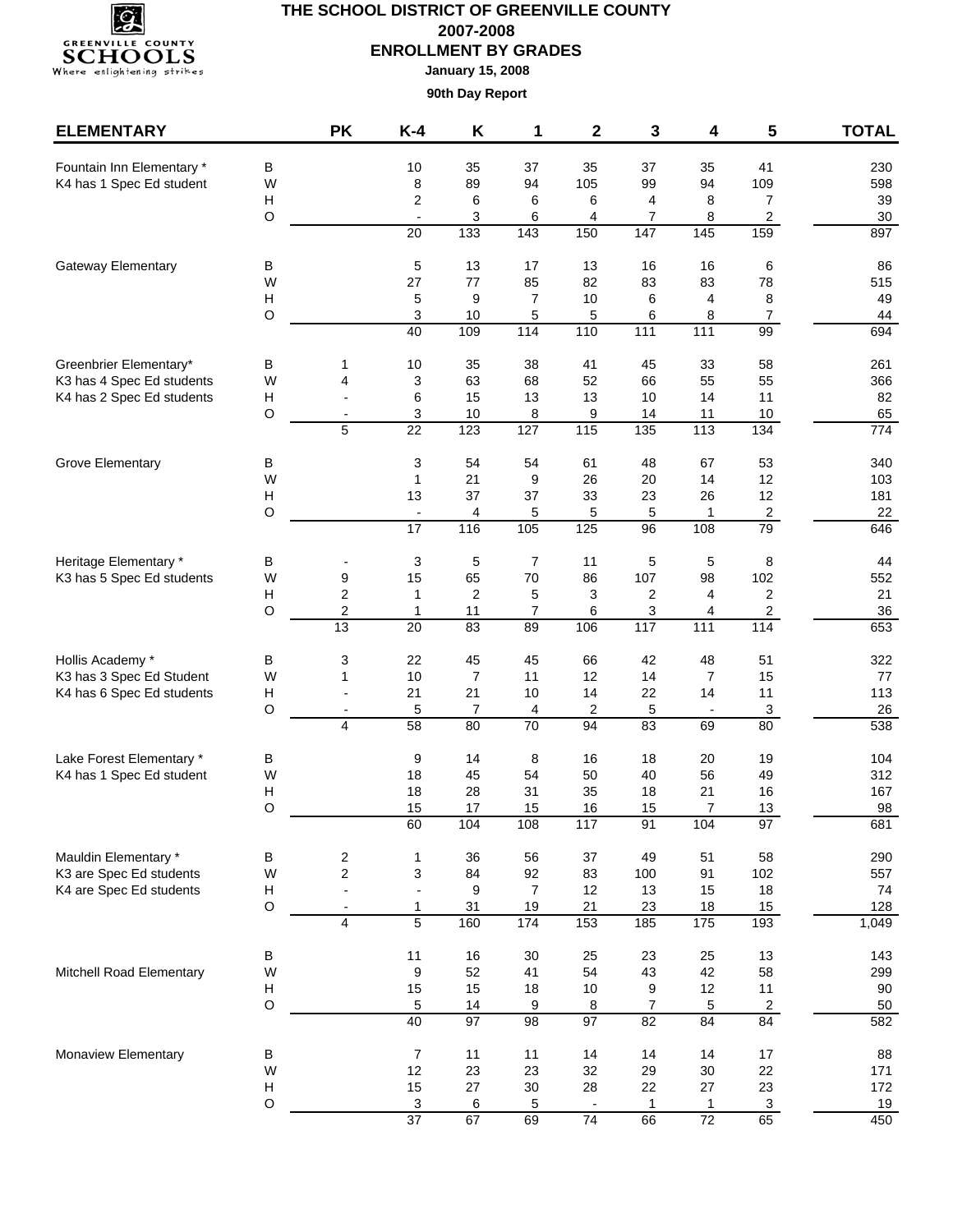# THE SCHOOL DISTRICT OF GREENVILLE COUNTY

## 2007-2008

## ENROLLMENT BY GRADES

**January 15, 2008**

**90th Day Report**

| ELEMENTARY | | PK | K-4 | K | 1 | 2 | 3 | 4 | 5 | TOTAL |
|---|---|---|---|---|---|---|---|---|---|---|
| Fountain Inn Elementary * | B | | 10 | 35 | 37 | 35 | 37 | 35 | 41 | 230 |
| K4 has 1 Spec Ed student | W | | 8 | 89 | 94 | 105 | 99 | 94 | 109 | 598 |
| | H | | 2 | 6 | 6 | 6 | 4 | 8 | 7 | 39 |
| | O | | - | 3 | 6 | 4 | 7 | 8 | 2 | 30 |
| | | | 20 | 133 | 143 | 150 | 147 | 145 | 159 | 897 |
| Gateway Elementary | B | | 5 | 13 | 17 | 13 | 16 | 16 | 6 | 86 |
| | W | | 27 | 77 | 85 | 82 | 83 | 83 | 78 | 515 |
| | H | | 5 | 9 | 7 | 10 | 6 | 4 | 8 | 49 |
| | O | | 3 | 10 | 5 | 5 | 6 | 8 | 7 | 44 |
| | | | 40 | 109 | 114 | 110 | 111 | 111 | 99 | 694 |
| Greenbrier Elementary* | B | 1 | 10 | 35 | 38 | 41 | 45 | 33 | 58 | 261 |
| K3 has 4 Spec Ed students | W | 4 | 3 | 63 | 68 | 52 | 66 | 55 | 55 | 366 |
| K4 has 2 Spec Ed students | H | - | 6 | 15 | 13 | 13 | 10 | 14 | 11 | 82 |
| | O | - | 3 | 10 | 8 | 9 | 14 | 11 | 10 | 65 |
| | | 5 | 22 | 123 | 127 | 115 | 135 | 113 | 134 | 774 |
| Grove Elementary | B | | 3 | 54 | 54 | 61 | 48 | 67 | 53 | 340 |
| | W | | 1 | 21 | 9 | 26 | 20 | 14 | 12 | 103 |
| | H | | 13 | 37 | 37 | 33 | 23 | 26 | 12 | 181 |
| | O | | - | 4 | 5 | 5 | 5 | 1 | 2 | 22 |
| | | | 17 | 116 | 105 | 125 | 96 | 108 | 79 | 646 |
| Heritage Elementary * | B | - | 3 | 5 | 7 | 11 | 5 | 5 | 8 | 44 |
| K3 has 5 Spec Ed students | W | 9 | 15 | 65 | 70 | 86 | 107 | 98 | 102 | 552 |
| | H | 2 | 1 | 2 | 5 | 3 | 2 | 4 | 2 | 21 |
| | O | 2 | 1 | 11 | 7 | 6 | 3 | 4 | 2 | 36 |
| | | 13 | 20 | 83 | 89 | 106 | 117 | 111 | 114 | 653 |
| Hollis Academy * | B | 3 | 22 | 45 | 45 | 66 | 42 | 48 | 51 | 322 |
| K3 has 3 Spec Ed Student | W | 1 | 10 | 7 | 11 | 12 | 14 | 7 | 15 | 77 |
| K4 has 6 Spec Ed students | H | - | 21 | 21 | 10 | 14 | 22 | 14 | 11 | 113 |
| | O | - | 5 | 7 | 4 | 2 | 5 | - | 3 | 26 |
| | | 4 | 58 | 80 | 70 | 94 | 83 | 69 | 80 | 538 |
| Lake Forest Elementary * | B | | 9 | 14 | 8 | 16 | 18 | 20 | 19 | 104 |
| K4 has 1 Spec Ed student | W | | 18 | 45 | 54 | 50 | 40 | 56 | 49 | 312 |
| | H | | 18 | 28 | 31 | 35 | 18 | 21 | 16 | 167 |
| | O | | 15 | 17 | 15 | 16 | 15 | 7 | 13 | 98 |
| | | | 60 | 104 | 108 | 117 | 91 | 104 | 97 | 681 |
| Mauldin Elementary * | B | 2 | 1 | 36 | 56 | 37 | 49 | 51 | 58 | 290 |
| K3 are Spec Ed students | W | 2 | 3 | 84 | 92 | 83 | 100 | 91 | 102 | 557 |
| K4 are Spec Ed students | H | - | - | 9 | 7 | 12 | 13 | 15 | 18 | 74 |
| | O | - | 1 | 31 | 19 | 21 | 23 | 18 | 15 | 128 |
| | | 4 | 5 | 160 | 174 | 153 | 185 | 175 | 193 | 1,049 |
| | B | | 11 | 16 | 30 | 25 | 23 | 25 | 13 | 143 |
| Mitchell Road Elementary | W | | 9 | 52 | 41 | 54 | 43 | 42 | 58 | 299 |
| | H | | 15 | 15 | 18 | 10 | 9 | 12 | 11 | 90 |
| | O | | 5 | 14 | 9 | 8 | 7 | 5 | 2 | 50 |
| | | | 40 | 97 | 98 | 97 | 82 | 84 | 84 | 582 |
| Monaview Elementary | B | | 7 | 11 | 11 | 14 | 14 | 14 | 17 | 88 |
| | W | | 12 | 23 | 23 | 32 | 29 | 30 | 22 | 171 |
| | H | | 15 | 27 | 30 | 28 | 22 | 27 | 23 | 172 |
| | O | | 3 | 6 | 5 | - | 1 | 1 | 3 | 19 |
| | | | 37 | 67 | 69 | 74 | 66 | 72 | 65 | 450 |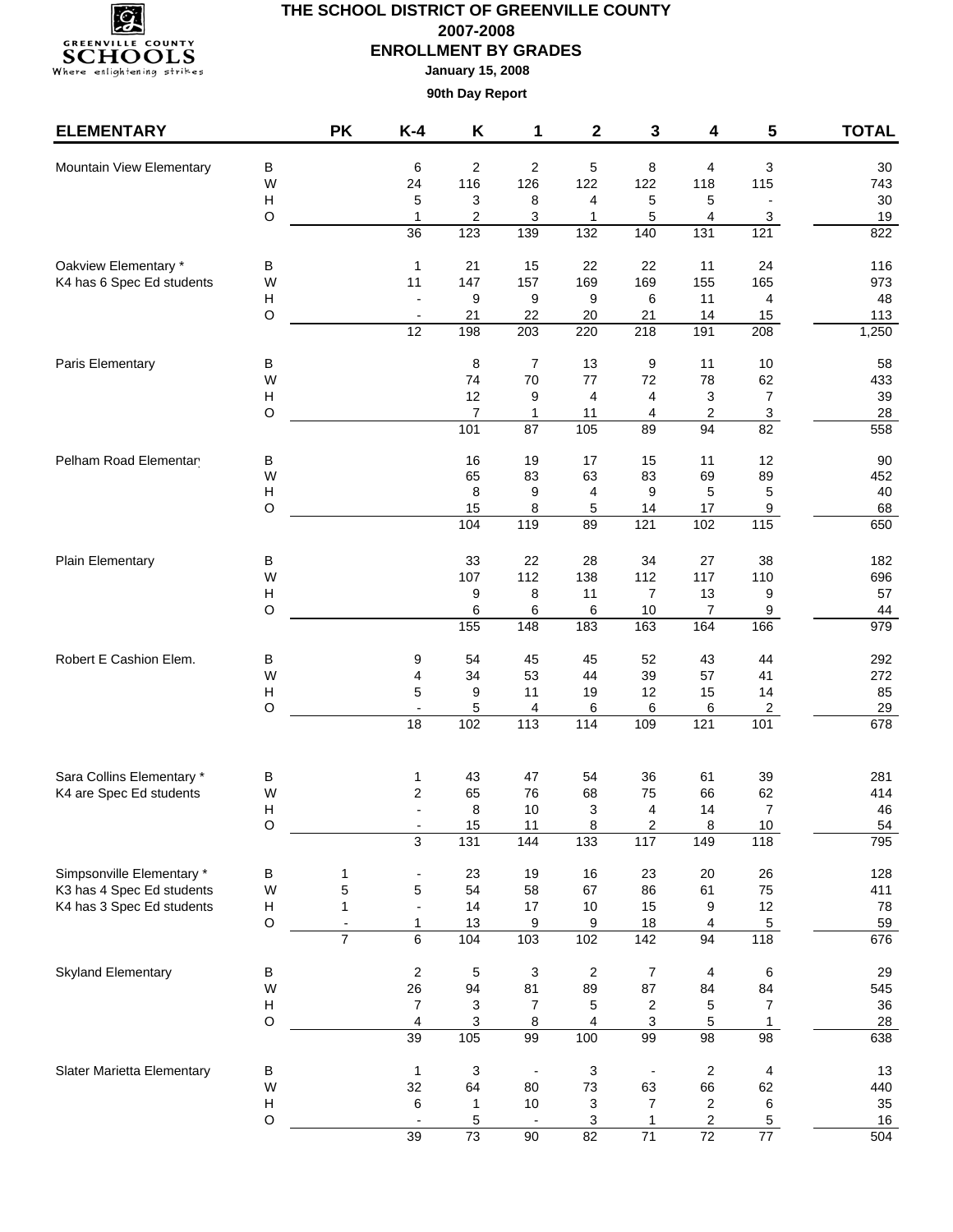# THE SCHOOL DISTRICT OF GREENVILLE COUNTY

## 2007-2008

## ENROLLMENT BY GRADES

**January 15, 2008**

**90th Day Report**

| ELEMENTARY | | PK | K-4 | K | 1 | 2 | 3 | 4 | 5 | TOTAL |
|---|---|---|---|---|---|---|---|---|---|---|
| Mountain View Elementary | B | | 6 | 2 | 2 | 5 | 8 | 4 | 3 | 30 |
| | W | | 24 | 116 | 126 | 122 | 122 | 118 | 115 | 743 |
| | H | | 5 | 3 | 8 | 4 | 5 | 5 | - | 30 |
| | O | | 1 | 2 | 3 | 1 | 5 | 4 | 3 | 19 |
| | | | 36 | 123 | 139 | 132 | 140 | 131 | 121 | 822 |
| Oakview Elementary * | B | | 1 | 21 | 15 | 22 | 22 | 11 | 24 | 116 |
| K4 has 6 Spec Ed students | W | | 11 | 147 | 157 | 169 | 169 | 155 | 165 | 973 |
| | H | | - | 9 | 9 | 9 | 6 | 11 | 4 | 48 |
| | O | | - | 21 | 22 | 20 | 21 | 14 | 15 | 113 |
| | | | 12 | 198 | 203 | 220 | 218 | 191 | 208 | 1,250 |
| Paris Elementary | B | | | 8 | 7 | 13 | 9 | 11 | 10 | 58 |
| | W | | | 74 | 70 | 77 | 72 | 78 | 62 | 433 |
| | H | | | 12 | 9 | 4 | 4 | 3 | 7 | 39 |
| | O | | | 7 | 1 | 11 | 4 | 2 | 3 | 28 |
| | | | | 101 | 87 | 105 | 89 | 94 | 82 | 558 |
| Pelham Road Elementary | B | | | 16 | 19 | 17 | 15 | 11 | 12 | 90 |
| | W | | | 65 | 83 | 63 | 83 | 69 | 89 | 452 |
| | H | | | 8 | 9 | 4 | 9 | 5 | 5 | 40 |
| | O | | | 15 | 8 | 5 | 14 | 17 | 9 | 68 |
| | | | | 104 | 119 | 89 | 121 | 102 | 115 | 650 |
| Plain Elementary | B | | | 33 | 22 | 28 | 34 | 27 | 38 | 182 |
| | W | | | 107 | 112 | 138 | 112 | 117 | 110 | 696 |
| | H | | | 9 | 8 | 11 | 7 | 13 | 9 | 57 |
| | O | | | 6 | 6 | 6 | 10 | 7 | 9 | 44 |
| | | | | 155 | 148 | 183 | 163 | 164 | 166 | 979 |
| Robert E Cashion Elem. | B | | 9 | 54 | 45 | 45 | 52 | 43 | 44 | 292 |
| | W | | 4 | 34 | 53 | 44 | 39 | 57 | 41 | 272 |
| | H | | 5 | 9 | 11 | 19 | 12 | 15 | 14 | 85 |
| | O | | - | 5 | 4 | 6 | 6 | 6 | 2 | 29 |
| | | | 18 | 102 | 113 | 114 | 109 | 121 | 101 | 678 |
| Sara Collins Elementary * | B | | 1 | 43 | 47 | 54 | 36 | 61 | 39 | 281 |
| K4 are Spec Ed students | W | | 2 | 65 | 76 | 68 | 75 | 66 | 62 | 414 |
| | H | | - | 8 | 10 | 3 | 4 | 14 | 7 | 46 |
| | O | | - | 15 | 11 | 8 | 2 | 8 | 10 | 54 |
| | | | 3 | 131 | 144 | 133 | 117 | 149 | 118 | 795 |
| Simpsonville Elementary * | B | 1 | - | 23 | 19 | 16 | 23 | 20 | 26 | 128 |
| K3 has 4 Spec Ed students | W | 5 | 5 | 54 | 58 | 67 | 86 | 61 | 75 | 411 |
| K4 has 3 Spec Ed students | H | 1 | - | 14 | 17 | 10 | 15 | 9 | 12 | 78 |
| | O | - | 1 | 13 | 9 | 9 | 18 | 4 | 5 | 59 |
| | | 7 | 6 | 104 | 103 | 102 | 142 | 94 | 118 | 676 |
| Skyland Elementary | B | | 2 | 5 | 3 | 2 | 7 | 4 | 6 | 29 |
| | W | | 26 | 94 | 81 | 89 | 87 | 84 | 84 | 545 |
| | H | | 7 | 3 | 7 | 5 | 2 | 5 | 7 | 36 |
| | O | | 4 | 3 | 8 | 4 | 3 | 5 | 1 | 28 |
| | | | 39 | 105 | 99 | 100 | 99 | 98 | 98 | 638 |
| Slater Marietta Elementary | B | | 1 | 3 | - | 3 | - | 2 | 4 | 13 |
| | W | | 32 | 64 | 80 | 73 | 63 | 66 | 62 | 440 |
| | H | | 6 | 1 | 10 | 3 | 7 | 2 | 6 | 35 |
| | O | | - | 5 | - | 3 | 1 | 2 | 5 | 16 |
| | | | 39 | 73 | 90 | 82 | 71 | 72 | 77 | 504 |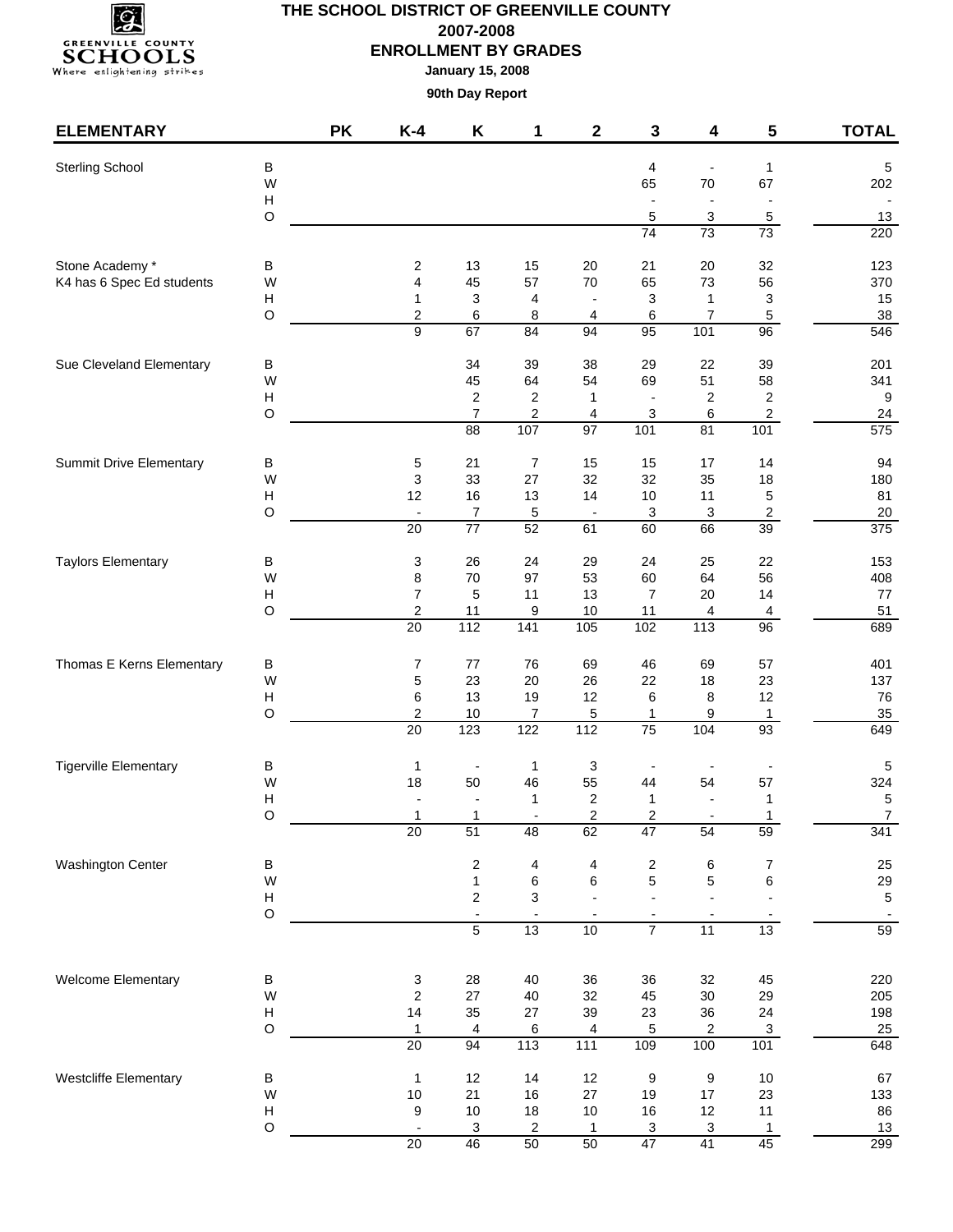# THE SCHOOL DISTRICT OF GREENVILLE COUNTY

## 2007-2008

## ENROLLMENT BY GRADES

**January 15, 2008**

**90th Day Report**

| ELEMENTARY | | PK | K-4 | K | 1 | 2 | 3 | 4 | 5 | TOTAL |
|---|---|---|---|---|---|---|---|---|---|---|
| Sterling School | B | | | | | | 4 | - | 1 | 5 |
| | W | | | | | | 65 | 70 | 67 | 202 |
| | H | | | | | | - | - | - | - |
| | O | | | | | | 5 | 3 | 5 | 13 |
| | | | | | | | 74 | 73 | 73 | 220 |
| Stone Academy * | B | | 2 | 13 | 15 | 20 | 21 | 20 | 32 | 123 |
| K4 has 6 Spec Ed students | W | | 4 | 45 | 57 | 70 | 65 | 73 | 56 | 370 |
| | H | | 1 | 3 | 4 | - | 3 | 1 | 3 | 15 |
| | O | | 2 | 6 | 8 | 4 | 6 | 7 | 5 | 38 |
| | | | 9 | 67 | 84 | 94 | 95 | 101 | 96 | 546 |
| Sue Cleveland Elementary | B | | | 34 | 39 | 38 | 29 | 22 | 39 | 201 |
| | W | | | 45 | 64 | 54 | 69 | 51 | 58 | 341 |
| | H | | | 2 | 2 | 1 | - | 2 | 2 | 9 |
| | O | | | 7 | 2 | 4 | 3 | 6 | 2 | 24 |
| | | | | 88 | 107 | 97 | 101 | 81 | 101 | 575 |
| Summit Drive Elementary | B | | 5 | 21 | 7 | 15 | 15 | 17 | 14 | 94 |
| | W | | 3 | 33 | 27 | 32 | 32 | 35 | 18 | 180 |
| | H | | 12 | 16 | 13 | 14 | 10 | 11 | 5 | 81 |
| | O | | - | 7 | 5 | - | 3 | 3 | 2 | 20 |
| | | | 20 | 77 | 52 | 61 | 60 | 66 | 39 | 375 |
| Taylors Elementary | B | | 3 | 26 | 24 | 29 | 24 | 25 | 22 | 153 |
| | W | | 8 | 70 | 97 | 53 | 60 | 64 | 56 | 408 |
| | H | | 7 | 5 | 11 | 13 | 7 | 20 | 14 | 77 |
| | O | | 2 | 11 | 9 | 10 | 11 | 4 | 4 | 51 |
| | | | 20 | 112 | 141 | 105 | 102 | 113 | 96 | 689 |
| Thomas E Kerns Elementary | B | | 7 | 77 | 76 | 69 | 46 | 69 | 57 | 401 |
| | W | | 5 | 23 | 20 | 26 | 22 | 18 | 23 | 137 |
| | H | | 6 | 13 | 19 | 12 | 6 | 8 | 12 | 76 |
| | O | | 2 | 10 | 7 | 5 | 1 | 9 | 1 | 35 |
| | | | 20 | 123 | 122 | 112 | 75 | 104 | 93 | 649 |
| Tigerville Elementary | B | | 1 | - | 1 | 3 | - | - | - | 5 |
| | W | | 18 | 50 | 46 | 55 | 44 | 54 | 57 | 324 |
| | H | | - | - | 1 | 2 | 1 | - | 1 | 5 |
| | O | | 1 | 1 | - | 2 | 2 | - | 1 | 7 |
| | | | 20 | 51 | 48 | 62 | 47 | 54 | 59 | 341 |
| Washington Center | B | | | 2 | 4 | 4 | 2 | 6 | 7 | 25 |
| | W | | | 1 | 6 | 6 | 5 | 5 | 6 | 29 |
| | H | | | 2 | 3 | - | - | - | - | 5 |
| | O | | | - | - | - | - | - | - | - |
| | | | | 5 | 13 | 10 | 7 | 11 | 13 | 59 |
| Welcome Elementary | B | | 3 | 28 | 40 | 36 | 36 | 32 | 45 | 220 |
| | W | | 2 | 27 | 40 | 32 | 45 | 30 | 29 | 205 |
| | H | | 14 | 35 | 27 | 39 | 23 | 36 | 24 | 198 |
| | O | | 1 | 4 | 6 | 4 | 5 | 2 | 3 | 25 |
| | | | 20 | 94 | 113 | 111 | 109 | 100 | 101 | 648 |
| Westcliffe Elementary | B | | 1 | 12 | 14 | 12 | 9 | 9 | 10 | 67 |
| | W | | 10 | 21 | 16 | 27 | 19 | 17 | 23 | 133 |
| | H | | 9 | 10 | 18 | 10 | 16 | 12 | 11 | 86 |
| | O | | - | 3 | 2 | 1 | 3 | 3 | 1 | 13 |
| | | | 20 | 46 | 50 | 50 | 47 | 41 | 45 | 299 |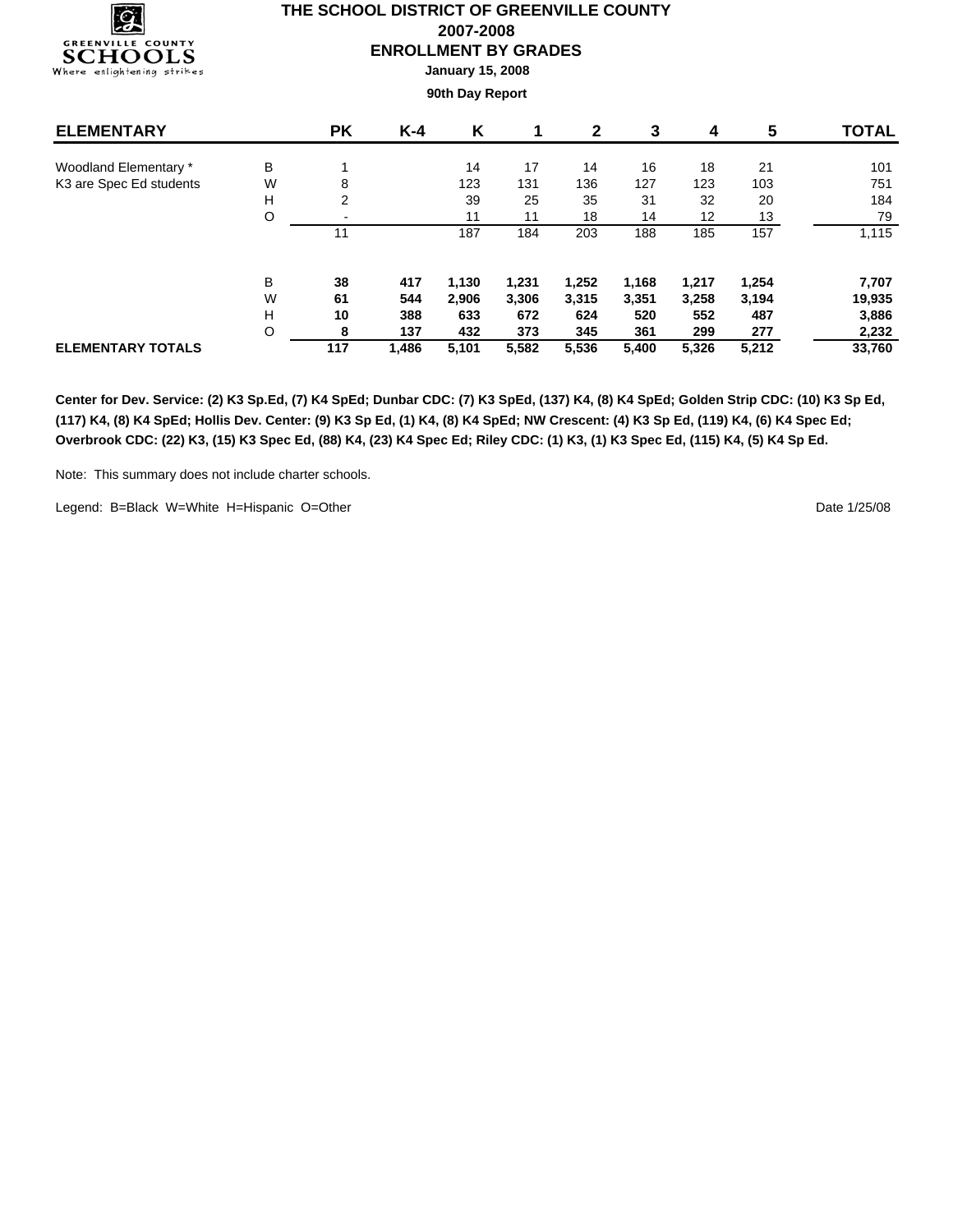# THE SCHOOL DISTRICT OF GREENVILLE COUNTY

## 2007-2008

## ENROLLMENT BY GRADES

**January 15, 2008**

**90th Day Report**

| ELEMENTARY | | PK | K-4 | K | 1 | 2 | 3 | 4 | 5 | TOTAL |
|---|---|---|---|---|---|---|---|---|---|---|
| Woodland Elementary * | B | 1 | | 14 | 17 | 14 | 16 | 18 | 21 | 101 |
| K3 are Spec Ed students | W | 8 | | 123 | 131 | 136 | 127 | 123 | 103 | 751 |
| | H | 2 | | 39 | 25 | 35 | 31 | 32 | 20 | 184 |
| | O | - | | 11 | 11 | 18 | 14 | 12 | 13 | 79 |
| | | 11 | | 187 | 184 | 203 | 188 | 185 | 157 | 1,115 |
| | B | **38** | **417** | **1,130** | **1,231** | **1,252** | **1,168** | **1,217** | **1,254** | **7,707** |
| | W | **61** | **544** | **2,906** | **3,306** | **3,315** | **3,351** | **3,258** | **3,194** | **19,935** |
| | H | **10** | **388** | **633** | **672** | **624** | **520** | **552** | **487** | **3,886** |
| | O | **8** | **137** | **432** | **373** | **345** | **361** | **299** | **277** | **2,232** |
| **ELEMENTARY TOTALS** | | **117** | **1,486** | **5,101** | **5,582** | **5,536** | **5,400** | **5,326** | **5,212** | **33,760** |

**Center for Dev. Service: (2) K3 Sp.Ed, (7) K4 SpEd; Dunbar CDC: (7) K3 SpEd, (137) K4, (8) K4 SpEd; Golden Strip CDC: (10) K3 Sp Ed, (117) K4, (8) K4 SpEd; Hollis Dev. Center: (9) K3 Sp Ed, (1) K4, (8) K4 SpEd; NW Crescent: (4) K3 Sp Ed, (119) K4, (6) K4 Spec Ed; Overbrook CDC: (22) K3, (15) K3 Spec Ed, (88) K4, (23) K4 Spec Ed; Riley CDC: (1) K3, (1) K3 Spec Ed, (115) K4, (5) K4 Sp Ed.**

Note: This summary does not include charter schools.

Legend: B=Black W=White H=Hispanic O=Other

Date 1/25/08